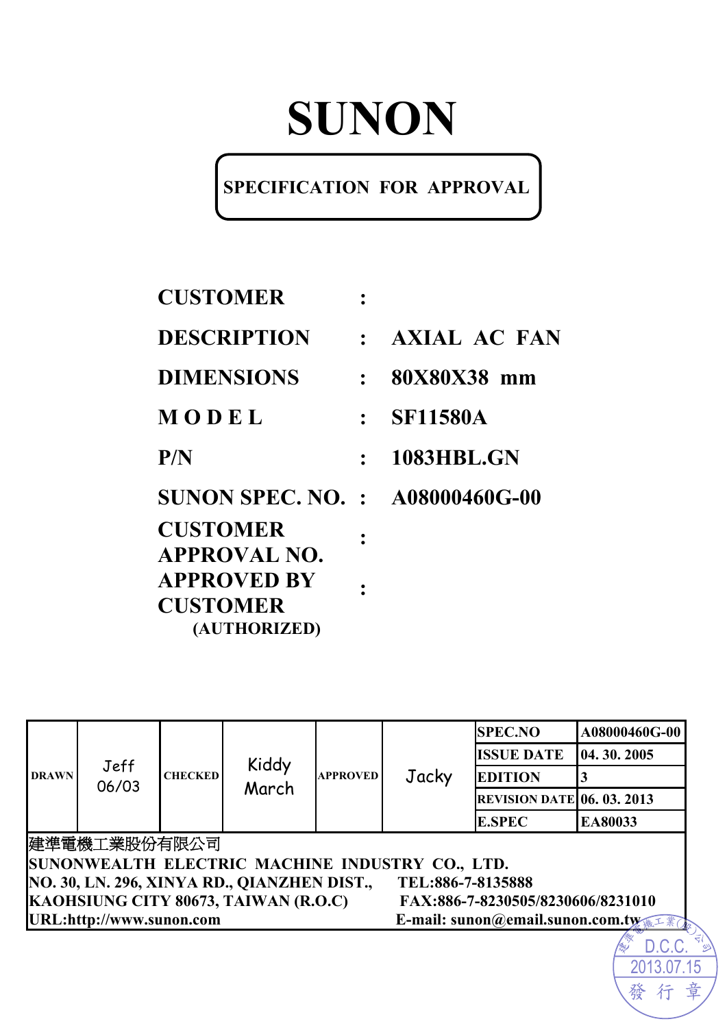# SUNON

**SPECIFICATION FOR APPROVAL**

| | | |
|---|---|---|
| **CUSTOMER** | : | |
| **DESCRIPTION** | : | **AXIAL AC FAN** |
| **DIMENSIONS** | : | **80X80X38 mm** |
| **M O D E L** | : | **SF11580A** |
| **P/N** | : | **1083HBL.GN** |
| **SUNON SPEC. NO.** | : | **A08000460G-00** |
| **CUSTOMER APPROVAL NO.** | : | |
| **APPROVED BY CUSTOMER (AUTHORIZED)** | : | |

| DRAWN | Jeff 06/03 | CHECKED | Kiddy March | APPROVED | Jacky | SPEC.NO | A08000460G-00 |
|---|---|---|---|---|---|---|---|
| | | | | | | ISSUE DATE | 04. 30. 2005 |
| | | | | | | EDITION | 3 |
| | | | | | | REVISION DATE | 06. 03. 2013 |
| | | | | | | E.SPEC | EA80033 |

建準電機工業股份有限公司

**SUNONWEALTH ELECTRIC MACHINE INDUSTRY CO., LTD.**

**NO. 30, LN. 296, XINYA RD., QIANZHEN DIST., KAOHSIUNG CITY 80673, TAIWAN (R.O.C)**

**URL:http://www.sunon.com**

**TEL:886-7-8135888**

**FAX:886-7-8230505/8230606/8231010**

**E-mail: sunon@email.sunon.com.tw**

建準電機工業(股)公司 D.C.C. 2013.07.15 發行章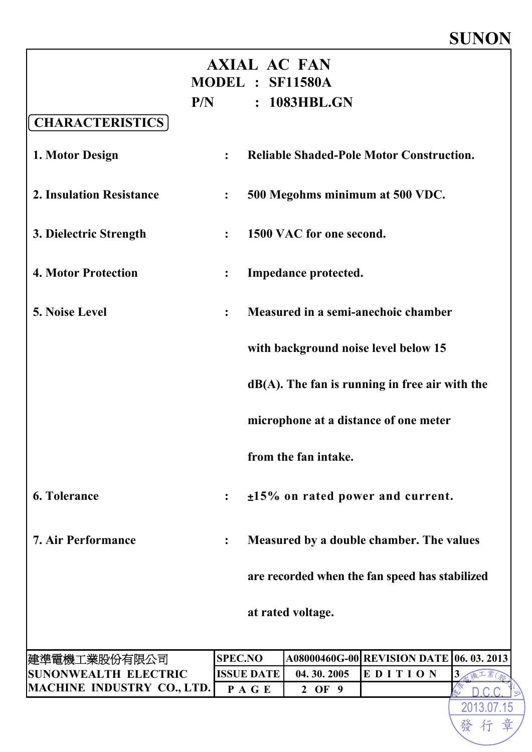# AXIAL AC FAN

**MODEL : SF11580A**

**P/N : 1083HBL.GN**

## CHARACTERISTICS

| | | |
|---|---|---|
| 1. Motor Design | : | Reliable Shaded-Pole Motor Construction. |
| 2. Insulation Resistance | : | 500 Megohms minimum at 500 VDC. |
| 3. Dielectric Strength | : | 1500 VAC for one second. |
| 4. Motor Protection | : | Impedance protected. |
| 5. Noise Level | : | Measured in a semi-anechoic chamber with background noise level below 15 dB(A). The fan is running in free air with the microphone at a distance of one meter from the fan intake. |
| 6. Tolerance | : | ±15% on rated power and current. |
| 7. Air Performance | : | Measured by a double chamber. The values are recorded when the fan speed has stabilized at rated voltage. |

| 建準電機工業股份有限公司 SUNONWEALTH ELECTRIC MACHINE INDUSTRY CO., LTD. | SPEC.NO | A08000460G-00 | REVISION DATE | 06. 03. 2013 |
|---|---|---|---|---|
| | ISSUE DATE | 04. 30. 2005 | EDITION | 3 |
| | PAGE | 2 OF 9 | | |

建準電機工業(股)公司 D.C.C. 2013.07.15 發行章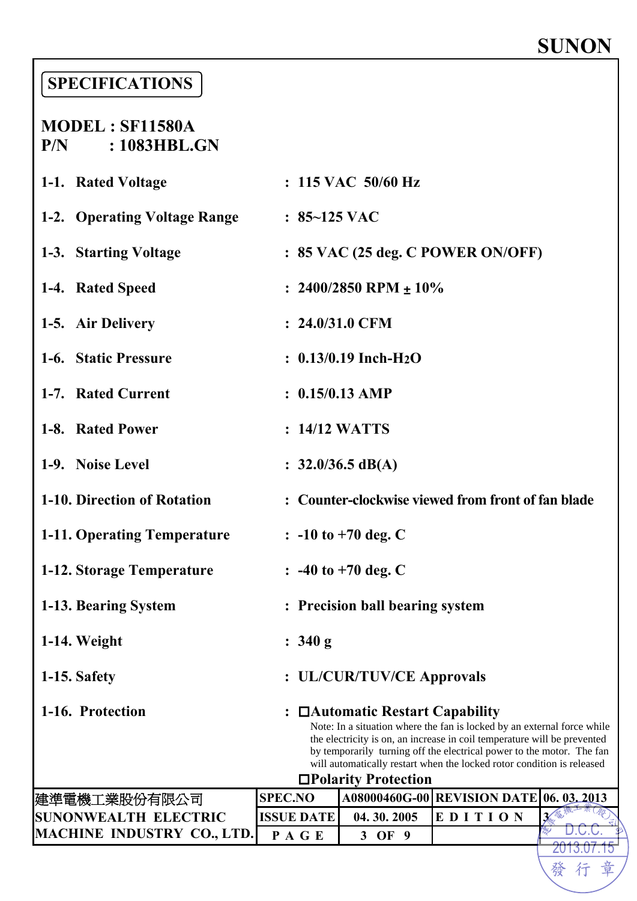# SPECIFICATIONS

**MODEL : SF11580A**
**P/N : 1083HBL.GN**

| | | |
|---|---|---|
| 1-1. | Rated Voltage | : 115 VAC 50/60 Hz |
| 1-2. | Operating Voltage Range | : 85~125 VAC |
| 1-3. | Starting Voltage | : 85 VAC (25 deg. C POWER ON/OFF) |
| 1-4. | Rated Speed | : 2400/2850 RPM ± 10% |
| 1-5. | Air Delivery | : 24.0/31.0 CFM |
| 1-6. | Static Pressure | : 0.13/0.19 Inch-$H_2O$ |
| 1-7. | Rated Current | : 0.15/0.13 AMP |
| 1-8. | Rated Power | : 14/12 WATTS |
| 1-9. | Noise Level | : 32.0/36.5 dB(A) |
| 1-10. | Direction of Rotation | : Counter-clockwise viewed from front of fan blade |
| 1-11. | Operating Temperature | : -10 to +70 deg. C |
| 1-12. | Storage Temperature | : -40 to +70 deg. C |
| 1-13. | Bearing System | : Precision ball bearing system |
| 1-14. | Weight | : 340 g |
| 1-15. | Safety | : UL/CUR/TUV/CE Approvals |
| 1-16. | Protection | : ☐Automatic Restart Capability |

Note: In a situation where the fan is locked by an external force while the electricity is on, an increase in coil temperature will be prevented by temporarily turning off the electrical power to the motor. The fan will automatically restart when the locked rotor condition is released

☐Polarity Protection

| 建準電機工業股份有限公司 SUNONWEALTH ELECTRIC MACHINE INDUSTRY CO., LTD. | SPEC.NO | A08000460G-00 | REVISION DATE | 06. 03. 2013 |
|---|---|---|---|---|
| | ISSUE DATE | 04. 30. 2005 | EDITION | 3 |
| | PAGE | 3 OF 9 | | |

建準電機工業(股)公司 D.C.C. 2013.07.15 發行章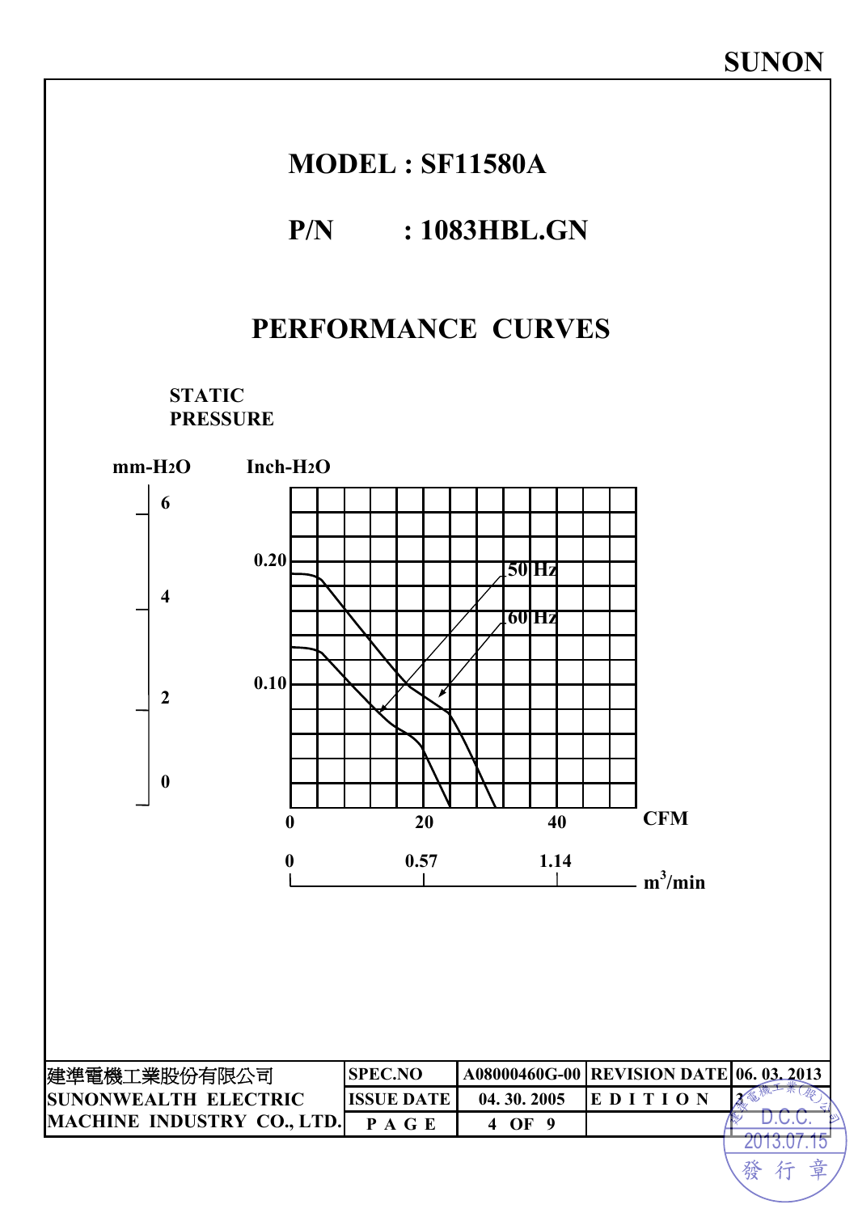SUNON

# MODEL : SF11580A

## P/N : 1083HBL.GN

## PERFORMANCE CURVES

STATIC PRESSURE

mm-$H_2O$ &nbsp;&nbsp;&nbsp; Inch-$H_2O$

0, 2, 4, 6 &nbsp;&nbsp;&nbsp; 0.10, 0.20

50 Hz

60 Hz

CFM: 0, 20, 40

$m^3$/min: 0, 0.57, 1.14

| 建準電機工業股份有限公司 SUNONWEALTH ELECTRIC MACHINE INDUSTRY CO., LTD. | SPEC.NO | A08000460G-00 | REVISION DATE | 06. 03. 2013 |
|---|---|---|---|---|
| | ISSUE DATE | 04. 30. 2005 | E D I T I O N | 3 |
| | P A G E | 4 OF 9 | | |

建準電機工業(股)公司 D.C.C. 2013.07.15 發行章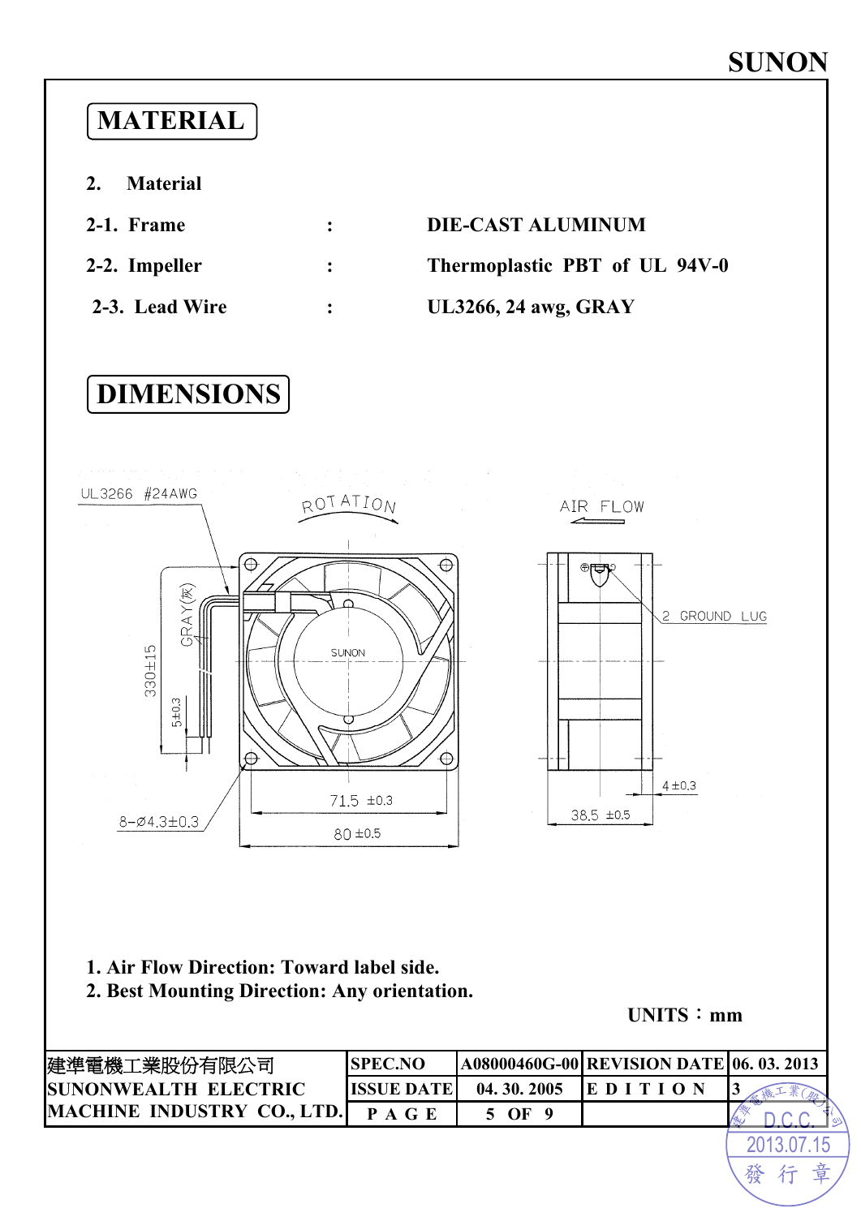# MATERIAL

**2. Material**

| | | |
|---|---|---|
| **2-1. Frame** | : | **DIE-CAST ALUMINUM** |
| **2-2. Impeller** | : | **Thermoplastic PBT of UL 94V-0** |
| **2-3. Lead Wire** | : | **UL3266, 24 awg, GRAY** |

# DIMENSIONS

UL3266 #24AWG

ROTATION

AIR FLOW

GRAY(灰)

330±15

5±0.3

SUNON

2 GROUND LUG

4±0.3

71.5 ±0.3

8-Ø4.3±0.3

80 ±0.5

38.5 ±0.5

**1. Air Flow Direction: Toward label side.**
**2. Best Mounting Direction: Any orientation.**

**UNITS：mm**

| 建準電機工業股份有限公司 SUNONWEALTH ELECTRIC MACHINE INDUSTRY CO., LTD. | SPEC.NO | A08000460G-00 | REVISION DATE | 06. 03. 2013 |
|---|---|---|---|---|
| | ISSUE DATE | 04. 30. 2005 | EDITION | 3 |
| | PAGE | 5 OF 9 | | |

建準電機工業(股)公司 D.C.C. 2013.07.15 發行章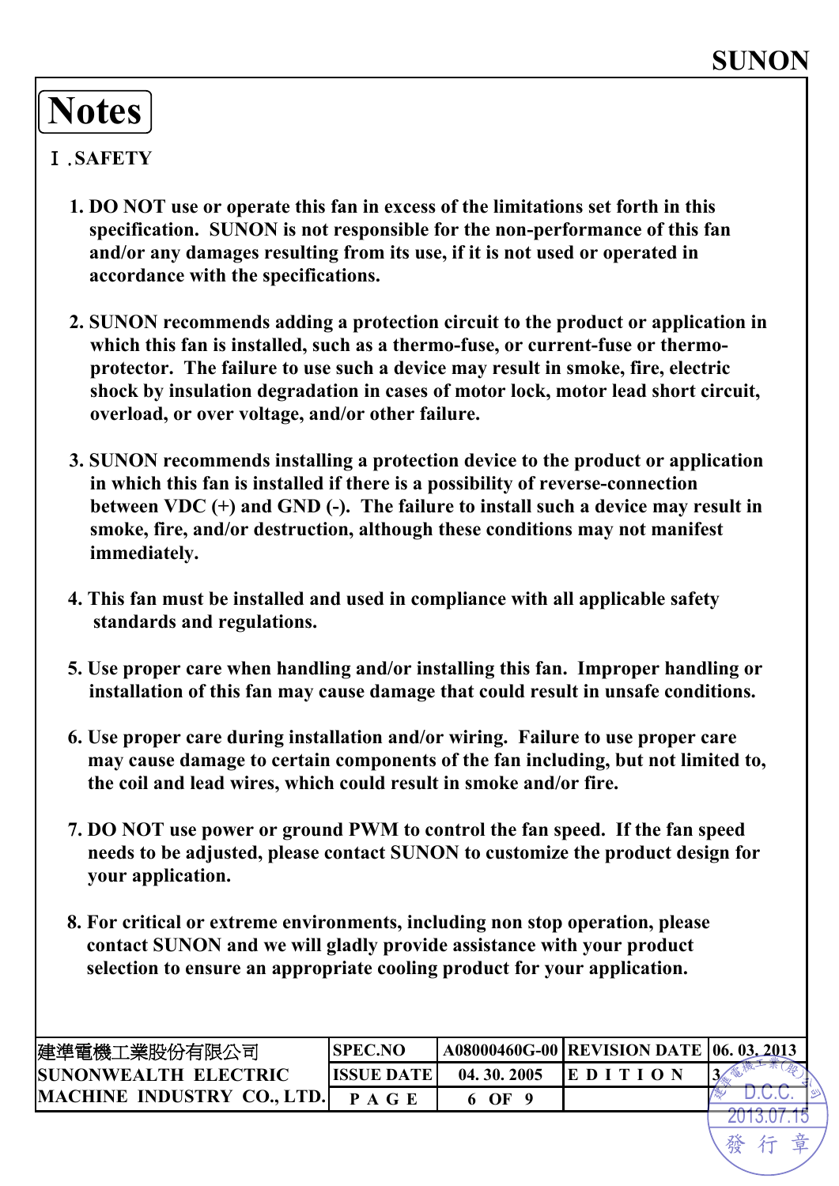# Notes

## Ⅰ.SAFETY

1. DO NOT use or operate this fan in excess of the limitations set forth in this specification. SUNON is not responsible for the non-performance of this fan and/or any damages resulting from its use, if it is not used or operated in accordance with the specifications.

2. SUNON recommends adding a protection circuit to the product or application in which this fan is installed, such as a thermo-fuse, or current-fuse or thermo-protector. The failure to use such a device may result in smoke, fire, electric shock by insulation degradation in cases of motor lock, motor lead short circuit, overload, or over voltage, and/or other failure.

3. SUNON recommends installing a protection device to the product or application in which this fan is installed if there is a possibility of reverse-connection between VDC (+) and GND (-). The failure to install such a device may result in smoke, fire, and/or destruction, although these conditions may not manifest immediately.

4. This fan must be installed and used in compliance with all applicable safety standards and regulations.

5. Use proper care when handling and/or installing this fan. Improper handling or installation of this fan may cause damage that could result in unsafe conditions.

6. Use proper care during installation and/or wiring. Failure to use proper care may cause damage to certain components of the fan including, but not limited to, the coil and lead wires, which could result in smoke and/or fire.

7. DO NOT use power or ground PWM to control the fan speed. If the fan speed needs to be adjusted, please contact SUNON to customize the product design for your application.

8. For critical or extreme environments, including non stop operation, please contact SUNON and we will gladly provide assistance with your product selection to ensure an appropriate cooling product for your application.

| 建準電機工業股份有限公司 SUNONWEALTH ELECTRIC MACHINE INDUSTRY CO., LTD. | SPEC.NO | A08000460G-00 | REVISION DATE | 06. 03. 2013 |
|---|---|---|---|---|
| | ISSUE DATE | 04. 30. 2005 | EDITION | 3 |
| | PAGE | 6 OF 9 | | |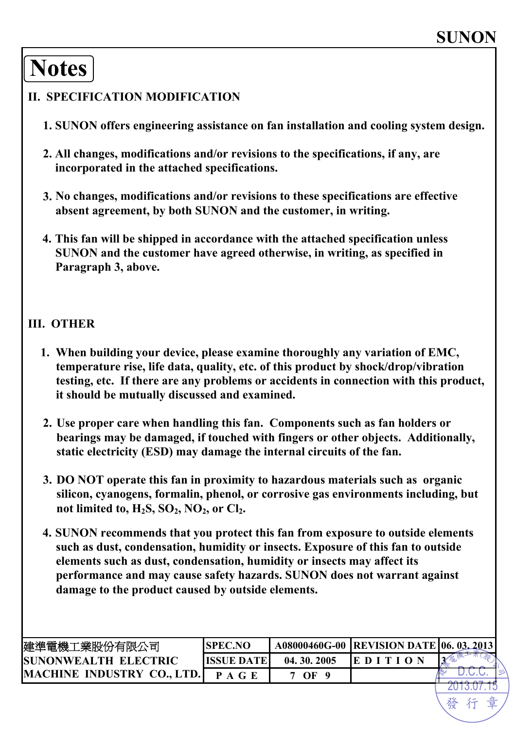# Notes

## II. SPECIFICATION MODIFICATION

1. SUNON offers engineering assistance on fan installation and cooling system design.
2. All changes, modifications and/or revisions to the specifications, if any, are incorporated in the attached specifications.
3. No changes, modifications and/or revisions to these specifications are effective absent agreement, by both SUNON and the customer, in writing.
4. This fan will be shipped in accordance with the attached specification unless SUNON and the customer have agreed otherwise, in writing, as specified in Paragraph 3, above.

## III. OTHER

1. When building your device, please examine thoroughly any variation of EMC, temperature rise, life data, quality, etc. of this product by shock/drop/vibration testing, etc. If there are any problems or accidents in connection with this product, it should be mutually discussed and examined.
2. Use proper care when handling this fan. Components such as fan holders or bearings may be damaged, if touched with fingers or other objects. Additionally, static electricity (ESD) may damage the internal circuits of the fan.
3. DO NOT operate this fan in proximity to hazardous materials such as organic silicon, cyanogens, formalin, phenol, or corrosive gas environments including, but not limited to, $H_2S$, $SO_2$, $NO_2$, or $Cl_2$.
4. SUNON recommends that you protect this fan from exposure to outside elements such as dust, condensation, humidity or insects. Exposure of this fan to outside elements such as dust, condensation, humidity or insects may affect its performance and may cause safety hazards. SUNON does not warrant against damage to the product caused by outside elements.

| 建準電機工業股份有限公司 SUNONWEALTH ELECTRIC MACHINE INDUSTRY CO., LTD. | SPEC.NO | A08000460G-00 | REVISION DATE | 06. 03. 2013 |
|---|---|---|---|---|
| | ISSUE DATE | 04. 30. 2005 | EDITION | 3 |
| | PAGE | 7 OF 9 | | |

建準電機工業(股)公司 D.C.C. 2013.07.15 發行章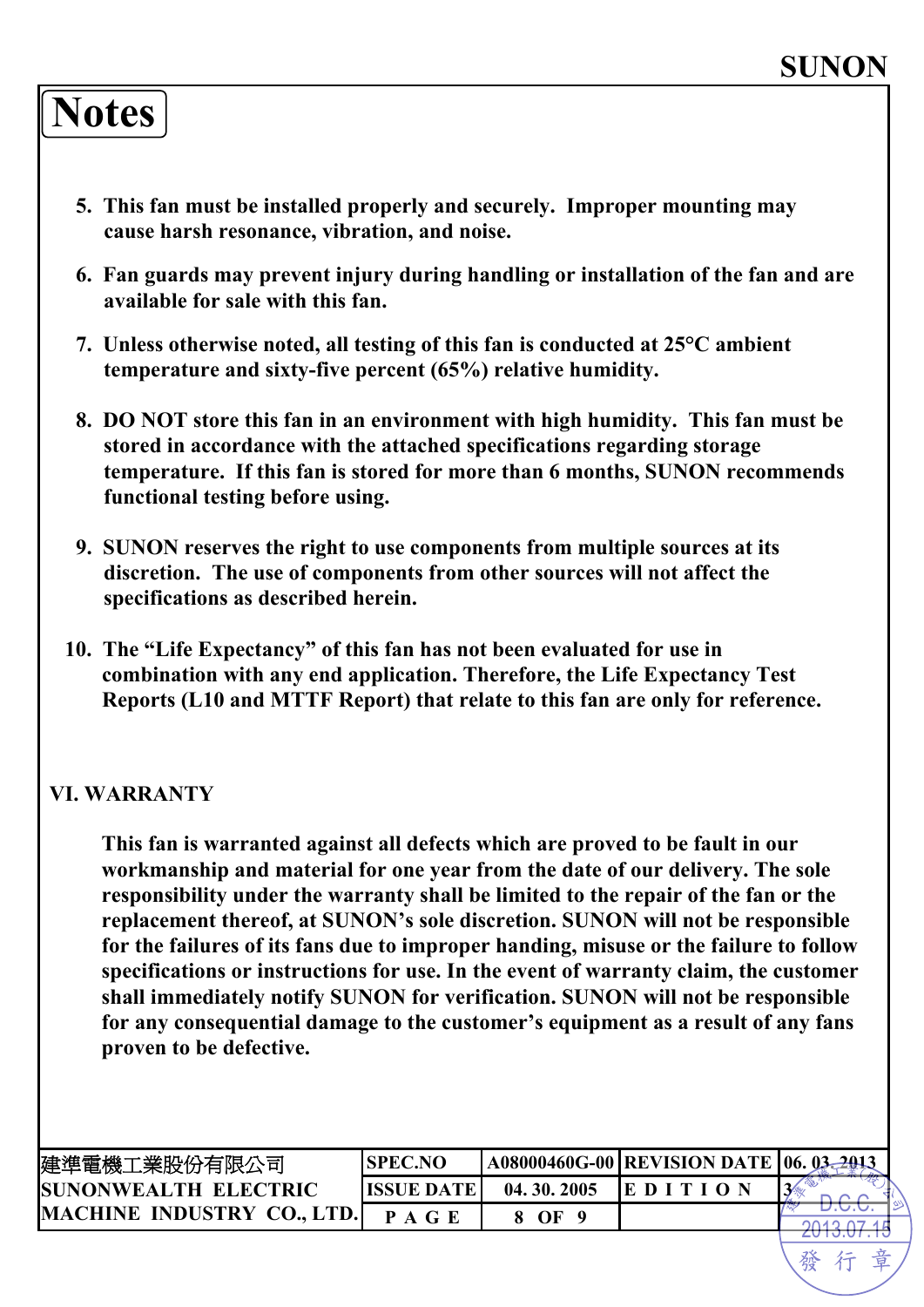# Notes

5. This fan must be installed properly and securely. Improper mounting may cause harsh resonance, vibration, and noise.

6. Fan guards may prevent injury during handling or installation of the fan and are available for sale with this fan.

7. Unless otherwise noted, all testing of this fan is conducted at 25°C ambient temperature and sixty-five percent (65%) relative humidity.

8. DO NOT store this fan in an environment with high humidity. This fan must be stored in accordance with the attached specifications regarding storage temperature. If this fan is stored for more than 6 months, SUNON recommends functional testing before using.

9. SUNON reserves the right to use components from multiple sources at its discretion. The use of components from other sources will not affect the specifications as described herein.

10. The "Life Expectancy" of this fan has not been evaluated for use in combination with any end application. Therefore, the Life Expectancy Test Reports (L10 and MTTF Report) that relate to this fan are only for reference.

## VI. WARRANTY

This fan is warranted against all defects which are proved to be fault in our workmanship and material for one year from the date of our delivery. The sole responsibility under the warranty shall be limited to the repair of the fan or the replacement thereof, at SUNON's sole discretion. SUNON will not be responsible for the failures of its fans due to improper handing, misuse or the failure to follow specifications or instructions for use. In the event of warranty claim, the customer shall immediately notify SUNON for verification. SUNON will not be responsible for any consequential damage to the customer's equipment as a result of any fans proven to be defective.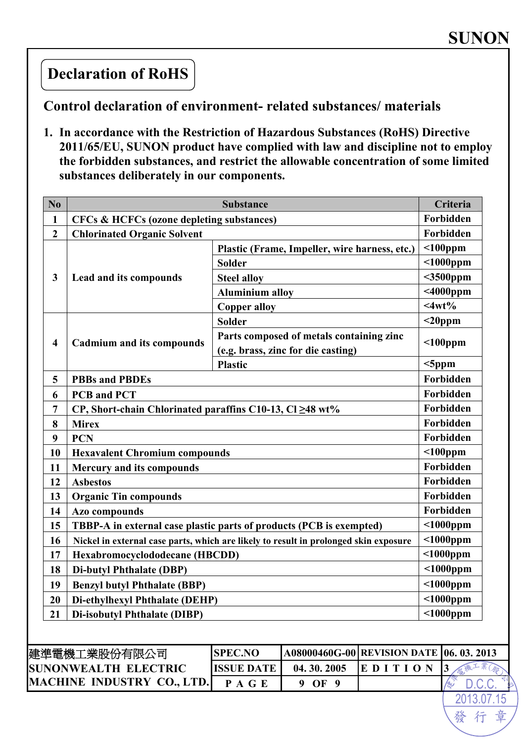# Declaration of RoHS

## Control declaration of environment- related substances/ materials

1. In accordance with the Restriction of Hazardous Substances (RoHS) Directive 2011/65/EU, SUNON product have complied with law and discipline not to employ the forbidden substances, and restrict the allowable concentration of some limited substances deliberately in our components.

| No | Substance | | Criteria |
|---|---|---|---|
| 1 | CFCs & HCFCs (ozone depleting substances) | | Forbidden |
| 2 | Chlorinated Organic Solvent | | Forbidden |
| 3 | Lead and its compounds | Plastic (Frame, Impeller, wire harness, etc.) | <100ppm |
| | | Solder | <1000ppm |
| | | Steel alloy | <3500ppm |
| | | Aluminium alloy | <4000ppm |
| | | Copper alloy | <4wt% |
| 4 | Cadmium and its compounds | Solder | <20ppm |
| | | Parts composed of metals containing zinc (e.g. brass, zinc for die casting) | <100ppm |
| | | Plastic | <5ppm |
| 5 | PBBs and PBDEs | | Forbidden |
| 6 | PCB and PCT | | Forbidden |
| 7 | CP, Short-chain Chlorinated paraffins C10-13, Cl ≥48 wt% | | Forbidden |
| 8 | Mirex | | Forbidden |
| 9 | PCN | | Forbidden |
| 10 | Hexavalent Chromium compounds | | <100ppm |
| 11 | Mercury and its compounds | | Forbidden |
| 12 | Asbestos | | Forbidden |
| 13 | Organic Tin compounds | | Forbidden |
| 14 | Azo compounds | | Forbidden |
| 15 | TBBP-A in external case plastic parts of products (PCB is exempted) | | <1000ppm |
| 16 | Nickel in external case parts, which are likely to result in prolonged skin exposure | | <1000ppm |
| 17 | Hexabromocyclododecane (HBCDD) | | <1000ppm |
| 18 | Di-butyl Phthalate (DBP) | | <1000ppm |
| 19 | Benzyl butyl Phthalate (BBP) | | <1000ppm |
| 20 | Di-ethylhexyl Phthalate (DEHP) | | <1000ppm |
| 21 | Di-isobutyl Phthalate (DIBP) | | <1000ppm |

| | | | | |
|---|---|---|---|---|
| 建準電機工業股份有限公司 SUNONWEALTH ELECTRIC MACHINE INDUSTRY CO., LTD. | SPEC.NO | A08000460G-00 | REVISION DATE | 06. 03. 2013 |
| | ISSUE DATE | 04. 30. 2005 | EDITION | 3 |
| | PAGE | 9 OF 9 | | |

建準電機工業(股)公司 D.C.C. 2013.07.15 發行章